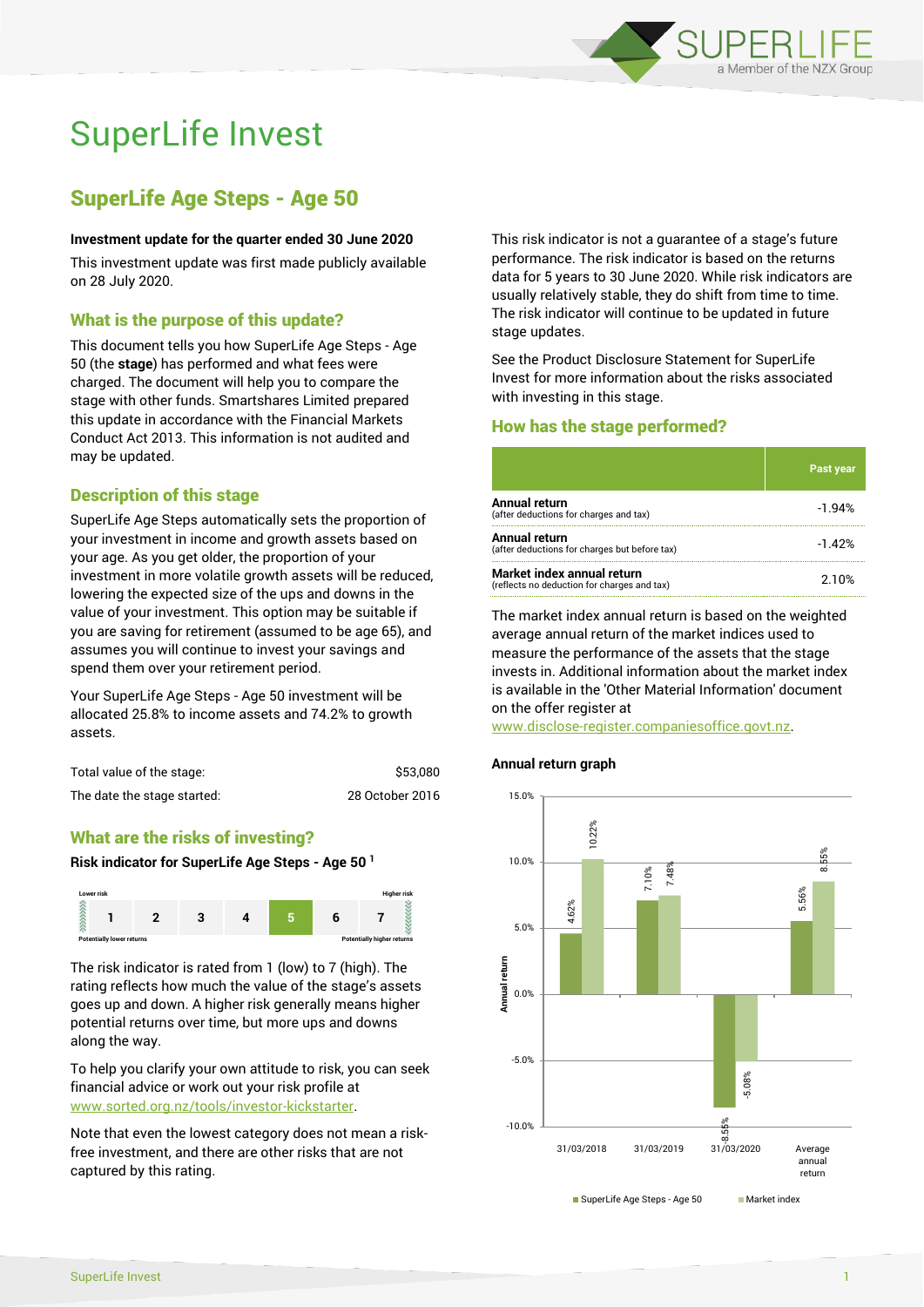# SuperLife Invest

## SuperLife Age Steps - Age 50

**Investment update for the quarter ended 30 June 2020**

This investment update was first made publicly available on 28 July 2020.

### What is the purpose of this update?

This document tells you how SuperLife Age Steps - Age 50 (the **stage**) has performed and what fees were charged. The document will help you to compare the stage with other funds. Smartshares Limited prepared this update in accordance with the Financial Markets Conduct Act 2013. This information is not audited and may be updated.

### Description of this stage

SuperLife Age Steps automatically sets the proportion of your investment in income and growth assets based on your age. As you get older, the proportion of your investment in more volatile growth assets will be reduced, lowering the expected size of the ups and downs in the value of your investment. This option may be suitable if you are saving for retirement (assumed to be age 65), and assumes you will continue to invest your savings and spend them over your retirement period.

Your SuperLife Age Steps - Age 50 investment will be allocated 25.8% to income assets and 74.2% to growth assets.

| | |
|---|---|
| Total value of the stage: | $53,080 |
| The date the stage started: | 28 October 2016 |

### What are the risks of investing?

**Risk indicator for SuperLife Age Steps - Age 50 [1]**

| Lower risk | | | | | | Higher risk |
|---|---|---|---|---|---|---|
| 1 | 2 | 3 | 4 | **5** | 6 | 7 |
| Potentially lower returns | | | | | | Potentially higher returns |

The risk indicator is rated from 1 (low) to 7 (high). The rating reflects how much the value of the stage's assets goes up and down. A higher risk generally means higher potential returns over time, but more ups and downs along the way.

To help you clarify your own attitude to risk, you can seek financial advice or work out your risk profile at www.sorted.org.nz/tools/investor-kickstarter.

Note that even the lowest category does not mean a risk-free investment, and there are other risks that are not captured by this rating.

This risk indicator is not a guarantee of a stage's future performance. The risk indicator is based on the returns data for 5 years to 30 June 2020. While risk indicators are usually relatively stable, they do shift from time to time. The risk indicator will continue to be updated in future stage updates.

See the Product Disclosure Statement for SuperLife Invest for more information about the risks associated with investing in this stage.

### How has the stage performed?

| | Past year |
|---|---|
| **Annual return** (after deductions for charges and tax) | -1.94% |
| **Annual return** (after deductions for charges but before tax) | -1.42% |
| **Market index annual return** (reflects no deduction for charges and tax) | 2.10% |

The market index annual return is based on the weighted average annual return of the market indices used to measure the performance of the assets that the stage invests in. Additional information about the market index is available in the 'Other Material Information' document on the offer register at www.disclose-register.companiesoffice.govt.nz.

**Annual return graph**

| | SuperLife Age Steps - Age 50 | Market index |
|---|---|---|
| 31/03/2018 | 4.62% | 10.22% |
| 31/03/2019 | 7.10% | 7.48% |
| 31/03/2020 | -8.55% | -5.08% |
| Average annual return | 5.56% | 8.55% |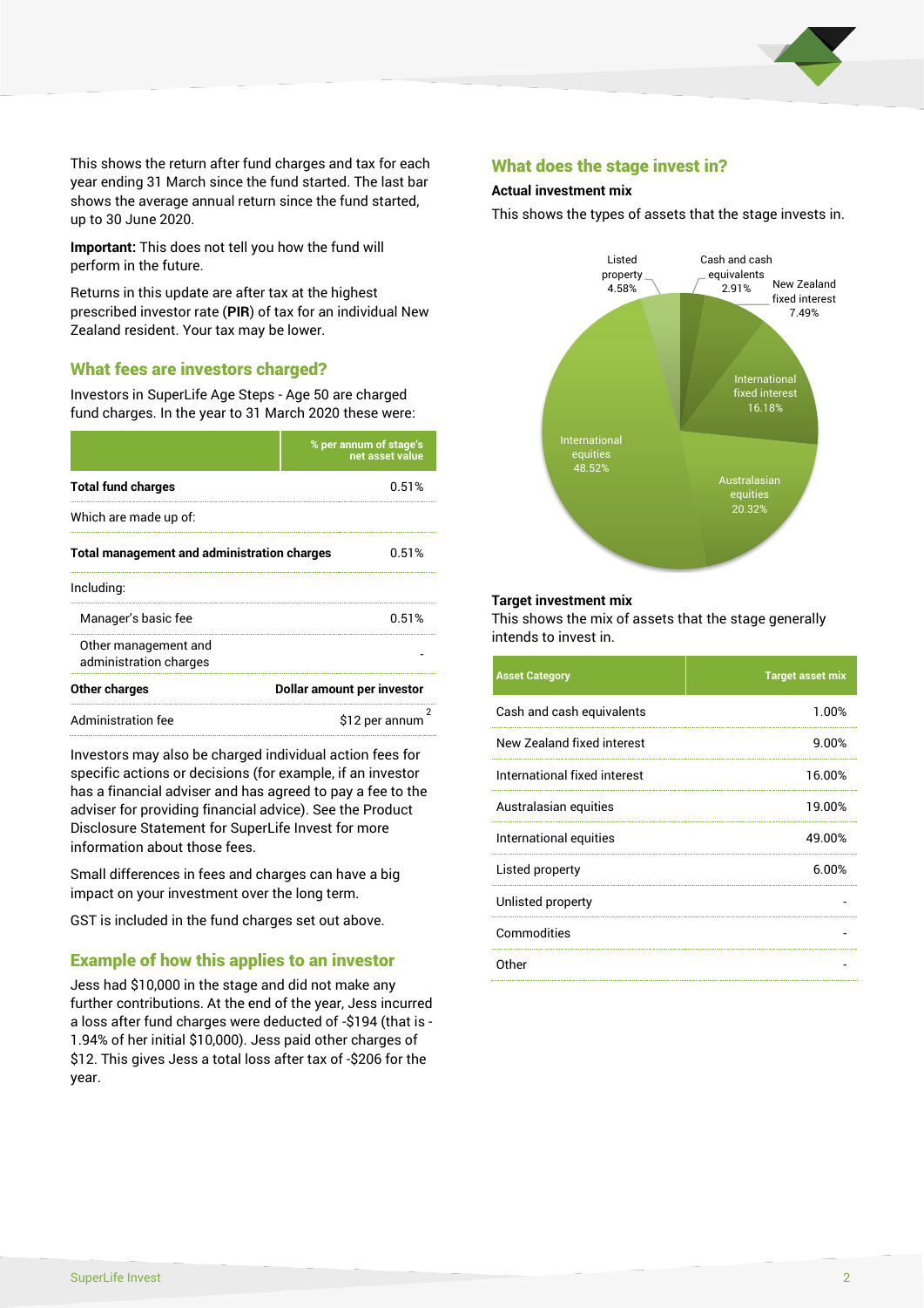This shows the return after fund charges and tax for each year ending 31 March since the fund started. The last bar shows the average annual return since the fund started, up to 30 June 2020.

**Important:** This does not tell you how the fund will perform in the future.

Returns in this update are after tax at the highest prescribed investor rate (**PIR**) of tax for an individual New Zealand resident. Your tax may be lower.

## What fees are investors charged?

Investors in SuperLife Age Steps - Age 50 are charged fund charges. In the year to 31 March 2020 these were:

| | % per annum of stage's net asset value |
|---|---|
| **Total fund charges** | 0.51% |
| Which are made up of: | |
| **Total management and administration charges** | 0.51% |
| Including: | |
| Manager's basic fee | 0.51% |
| Other management and administration charges | - |
| **Other charges** | **Dollar amount per investor** |
| Administration fee | $12 per annum [2] |

Investors may also be charged individual action fees for specific actions or decisions (for example, if an investor has a financial adviser and has agreed to pay a fee to the adviser for providing financial advice). See the Product Disclosure Statement for SuperLife Invest for more information about those fees.

Small differences in fees and charges can have a big impact on your investment over the long term.

GST is included in the fund charges set out above.

## Example of how this applies to an investor

Jess had $10,000 in the stage and did not make any further contributions. At the end of the year, Jess incurred a loss after fund charges were deducted of -$194 (that is -1.94% of her initial $10,000). Jess paid other charges of $12. This gives Jess a total loss after tax of -$206 for the year.

## What does the stage invest in?

### Actual investment mix

This shows the types of assets that the stage invests in.

- Cash and cash equivalents: 2.91%
- New Zealand fixed interest: 7.49%
- International fixed interest: 16.18%
- Australasian equities: 20.32%
- International equities: 48.52%
- Listed property: 4.58%

### Target investment mix

This shows the mix of assets that the stage generally intends to invest in.

| Asset Category | Target asset mix |
|---|---|
| Cash and cash equivalents | 1.00% |
| New Zealand fixed interest | 9.00% |
| International fixed interest | 16.00% |
| Australasian equities | 19.00% |
| International equities | 49.00% |
| Listed property | 6.00% |
| Unlisted property | - |
| Commodities | - |
| Other | - |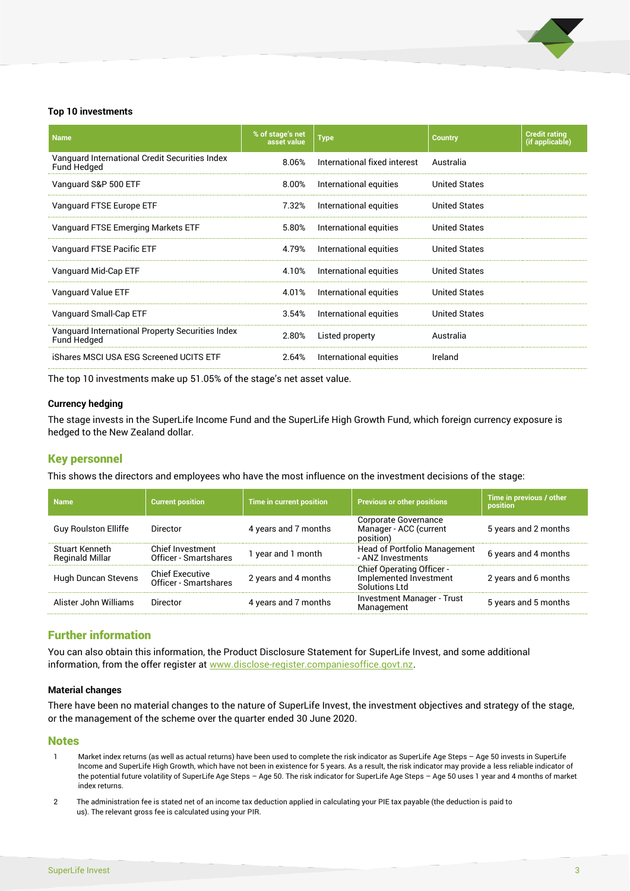### Top 10 investments

| Name | % of stage's net asset value | Type | Country | Credit rating (if applicable) |
|---|---|---|---|---|
| Vanguard International Credit Securities Index Fund Hedged | 8.06% | International fixed interest | Australia | |
| Vanguard S&P 500 ETF | 8.00% | International equities | United States | |
| Vanguard FTSE Europe ETF | 7.32% | International equities | United States | |
| Vanguard FTSE Emerging Markets ETF | 5.80% | International equities | United States | |
| Vanguard FTSE Pacific ETF | 4.79% | International equities | United States | |
| Vanguard Mid-Cap ETF | 4.10% | International equities | United States | |
| Vanguard Value ETF | 4.01% | International equities | United States | |
| Vanguard Small-Cap ETF | 3.54% | International equities | United States | |
| Vanguard International Property Securities Index Fund Hedged | 2.80% | Listed property | Australia | |
| iShares MSCI USA ESG Screened UCITS ETF | 2.64% | International equities | Ireland | |

The top 10 investments make up 51.05% of the stage's net asset value.

### Currency hedging

The stage invests in the SuperLife Income Fund and the SuperLife High Growth Fund, which foreign currency exposure is hedged to the New Zealand dollar.

## Key personnel

This shows the directors and employees who have the most influence on the investment decisions of the stage:

| Name | Current position | Time in current position | Previous or other positions | Time in previous / other position |
|---|---|---|---|---|
| Guy Roulston Elliffe | Director | 4 years and 7 months | Corporate Governance Manager - ACC (current position) | 5 years and 2 months |
| Stuart Kenneth Reginald Millar | Chief Investment Officer - Smartshares | 1 year and 1 month | Head of Portfolio Management - ANZ Investments | 6 years and 4 months |
| Hugh Duncan Stevens | Chief Executive Officer - Smartshares | 2 years and 4 months | Chief Operating Officer - Implemented Investment Solutions Ltd | 2 years and 6 months |
| Alister John Williams | Director | 4 years and 7 months | Investment Manager - Trust Management | 5 years and 5 months |

## Further information

You can also obtain this information, the Product Disclosure Statement for SuperLife Invest, and some additional information, from the offer register at www.disclose-register.companiesoffice.govt.nz.

### Material changes

There have been no material changes to the nature of SuperLife Invest, the investment objectives and strategy of the stage, or the management of the scheme over the quarter ended 30 June 2020.

## Notes

1. Market index returns (as well as actual returns) have been used to complete the risk indicator as SuperLife Age Steps – Age 50 invests in SuperLife Income and SuperLife High Growth, which have not been in existence for 5 years. As a result, the risk indicator may provide a less reliable indicator of the potential future volatility of SuperLife Age Steps – Age 50. The risk indicator for SuperLife Age Steps – Age 50 uses 1 year and 4 months of market index returns.

2. The administration fee is stated net of an income tax deduction applied in calculating your PIE tax payable (the deduction is paid to us). The relevant gross fee is calculated using your PIR.